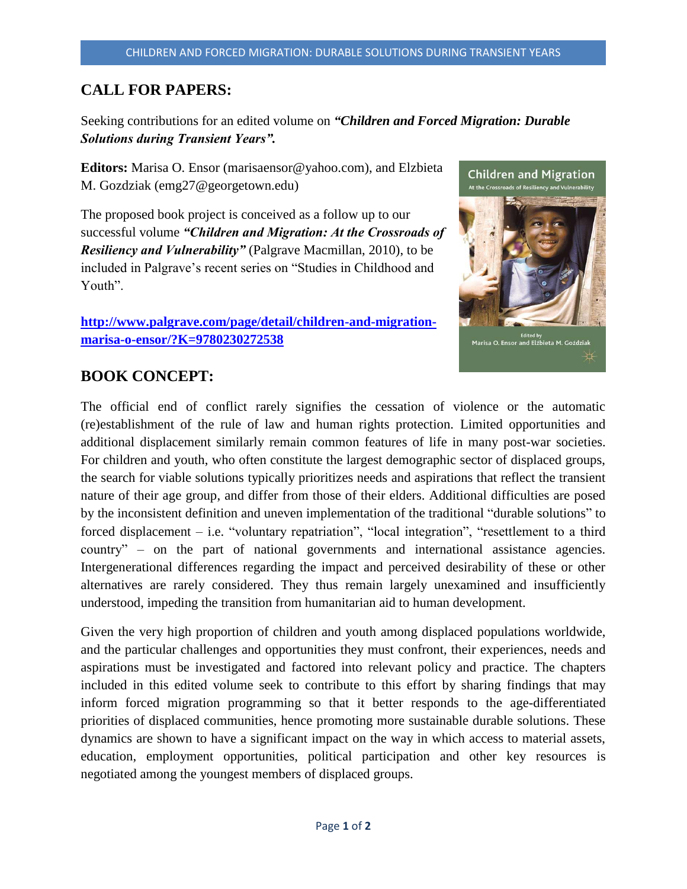## CALL FOR PAPERS:

Seeking contributions for an edited volume on ***"Children and Forced Migration: Durable Solutions during Transient Years".***

**Editors:** Marisa O. Ensor (marisaensor@yahoo.com), and Elzbieta M. Gozdziak (emg27@georgetown.edu)

The proposed book project is conceived as a follow up to our successful volume ***"Children and Migration: At the Crossroads of Resiliency and Vulnerability"*** (Palgrave Macmillan, 2010), to be included in Palgrave's recent series on "Studies in Childhood and Youth".

**http://www.palgrave.com/page/detail/children-and-migration-marisa-o-ensor/?K=9780230272538**

## BOOK CONCEPT:

The official end of conflict rarely signifies the cessation of violence or the automatic (re)establishment of the rule of law and human rights protection. Limited opportunities and additional displacement similarly remain common features of life in many post-war societies. For children and youth, who often constitute the largest demographic sector of displaced groups, the search for viable solutions typically prioritizes needs and aspirations that reflect the transient nature of their age group, and differ from those of their elders. Additional difficulties are posed by the inconsistent definition and uneven implementation of the traditional "durable solutions" to forced displacement – i.e. "voluntary repatriation", "local integration", "resettlement to a third country" – on the part of national governments and international assistance agencies. Intergenerational differences regarding the impact and perceived desirability of these or other alternatives are rarely considered. They thus remain largely unexamined and insufficiently understood, impeding the transition from humanitarian aid to human development.

Given the very high proportion of children and youth among displaced populations worldwide, and the particular challenges and opportunities they must confront, their experiences, needs and aspirations must be investigated and factored into relevant policy and practice. The chapters included in this edited volume seek to contribute to this effort by sharing findings that may inform forced migration programming so that it better responds to the age-differentiated priorities of displaced communities, hence promoting more sustainable durable solutions. These dynamics are shown to have a significant impact on the way in which access to material assets, education, employment opportunities, political participation and other key resources is negotiated among the youngest members of displaced groups.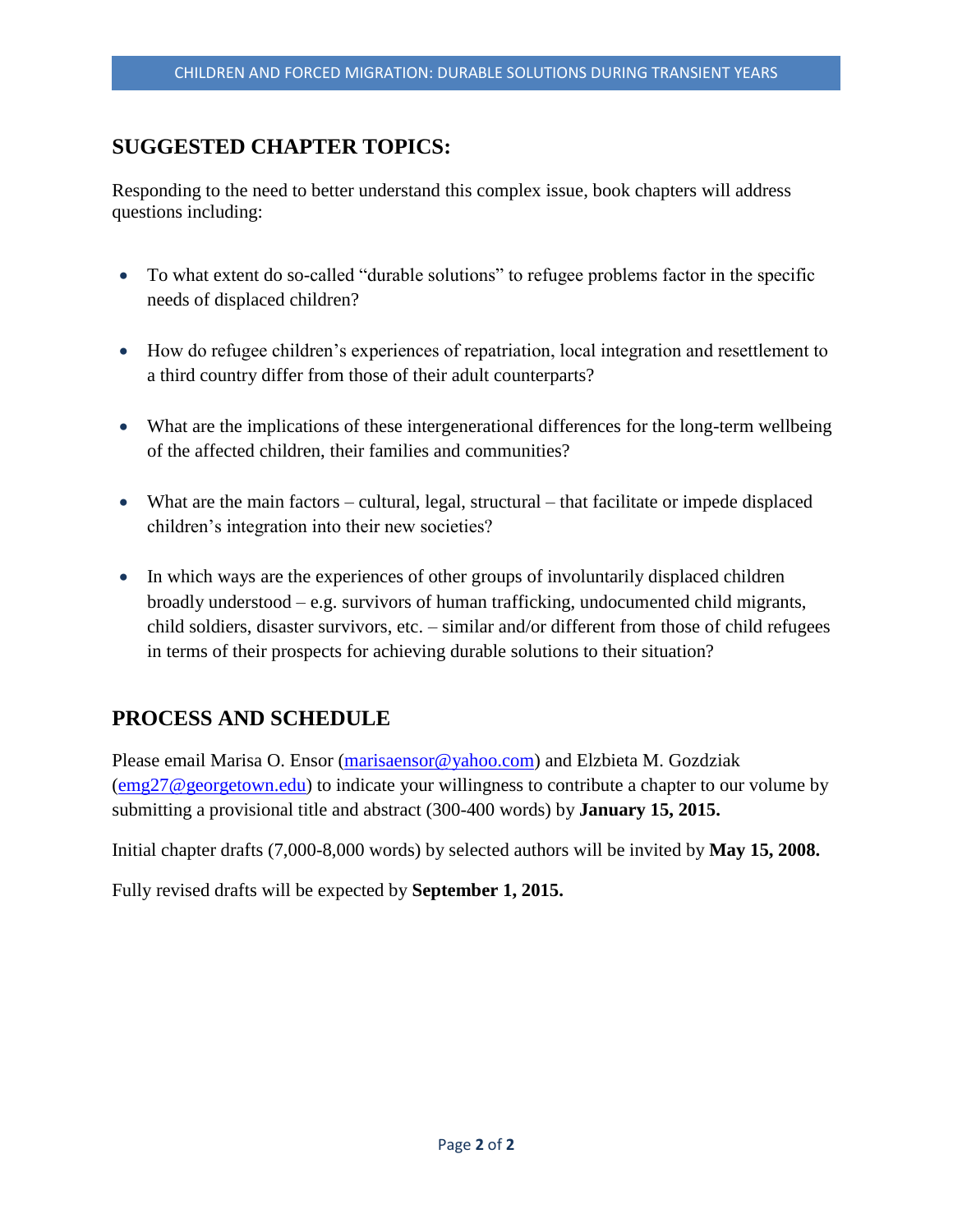## SUGGESTED CHAPTER TOPICS:

Responding to the need to better understand this complex issue, book chapters will address questions including:

- To what extent do so-called "durable solutions" to refugee problems factor in the specific needs of displaced children?
- How do refugee children's experiences of repatriation, local integration and resettlement to a third country differ from those of their adult counterparts?
- What are the implications of these intergenerational differences for the long-term wellbeing of the affected children, their families and communities?
- What are the main factors – cultural, legal, structural – that facilitate or impede displaced children's integration into their new societies?
- In which ways are the experiences of other groups of involuntarily displaced children broadly understood – e.g. survivors of human trafficking, undocumented child migrants, child soldiers, disaster survivors, etc. – similar and/or different from those of child refugees in terms of their prospects for achieving durable solutions to their situation?

## PROCESS AND SCHEDULE

Please email Marisa O. Ensor (marisaensor@yahoo.com) and Elzbieta M. Gozdziak (emg27@georgetown.edu) to indicate your willingness to contribute a chapter to our volume by submitting a provisional title and abstract (300-400 words) by **January 15, 2015.**

Initial chapter drafts (7,000-8,000 words) by selected authors will be invited by **May 15, 2008.**

Fully revised drafts will be expected by **September 1, 2015.**